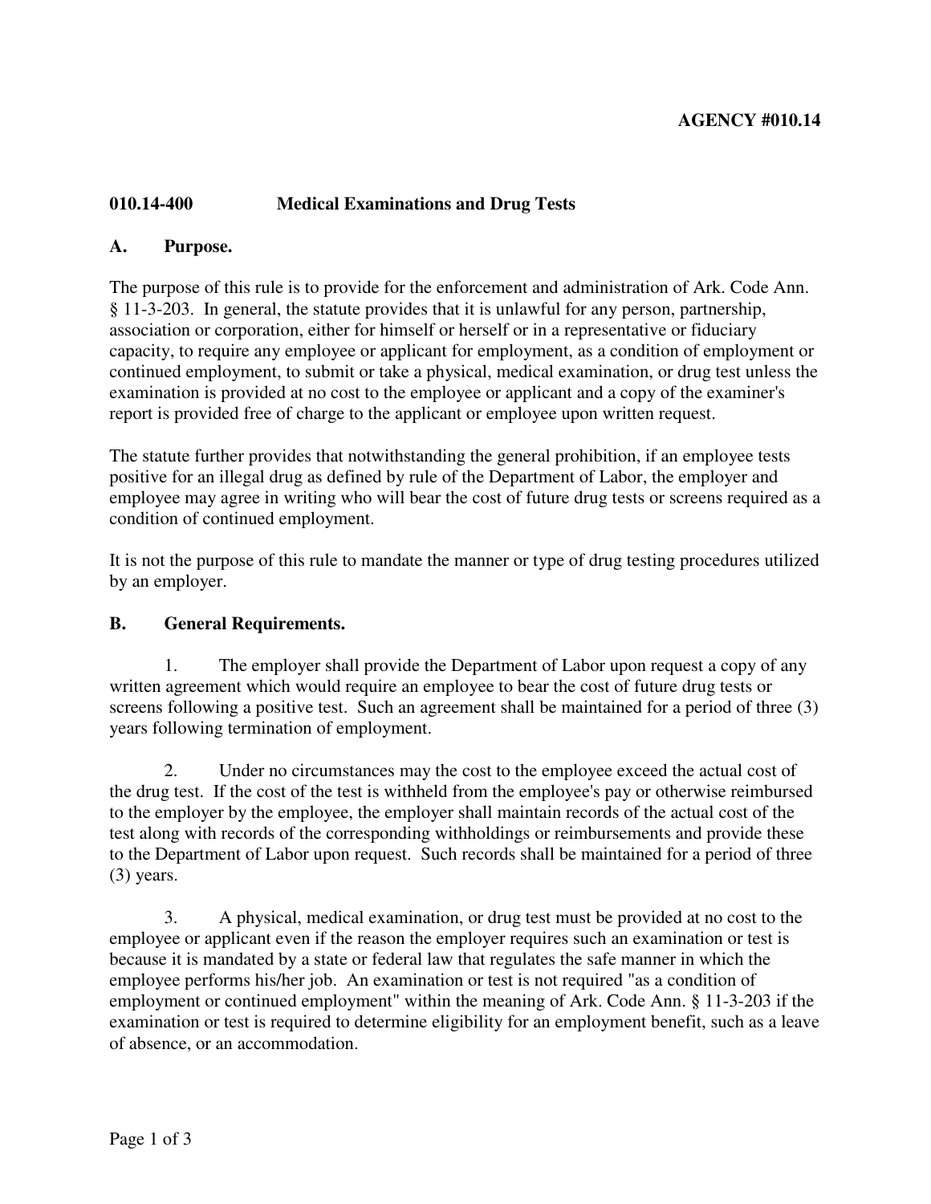**AGENCY #010.14**

## 010.14-400 Medical Examinations and Drug Tests

### A. Purpose.

The purpose of this rule is to provide for the enforcement and administration of Ark. Code Ann. § 11-3-203. In general, the statute provides that it is unlawful for any person, partnership, association or corporation, either for himself or herself or in a representative or fiduciary capacity, to require any employee or applicant for employment, as a condition of employment or continued employment, to submit or take a physical, medical examination, or drug test unless the examination is provided at no cost to the employee or applicant and a copy of the examiner's report is provided free of charge to the applicant or employee upon written request.

The statute further provides that notwithstanding the general prohibition, if an employee tests positive for an illegal drug as defined by rule of the Department of Labor, the employer and employee may agree in writing who will bear the cost of future drug tests or screens required as a condition of continued employment.

It is not the purpose of this rule to mandate the manner or type of drug testing procedures utilized by an employer.

### B. General Requirements.

1. The employer shall provide the Department of Labor upon request a copy of any written agreement which would require an employee to bear the cost of future drug tests or screens following a positive test. Such an agreement shall be maintained for a period of three (3) years following termination of employment.

2. Under no circumstances may the cost to the employee exceed the actual cost of the drug test. If the cost of the test is withheld from the employee's pay or otherwise reimbursed to the employer by the employee, the employer shall maintain records of the actual cost of the test along with records of the corresponding withholdings or reimbursements and provide these to the Department of Labor upon request. Such records shall be maintained for a period of three (3) years.

3. A physical, medical examination, or drug test must be provided at no cost to the employee or applicant even if the reason the employer requires such an examination or test is because it is mandated by a state or federal law that regulates the safe manner in which the employee performs his/her job. An examination or test is not required "as a condition of employment or continued employment" within the meaning of Ark. Code Ann. § 11-3-203 if the examination or test is required to determine eligibility for an employment benefit, such as a leave of absence, or an accommodation.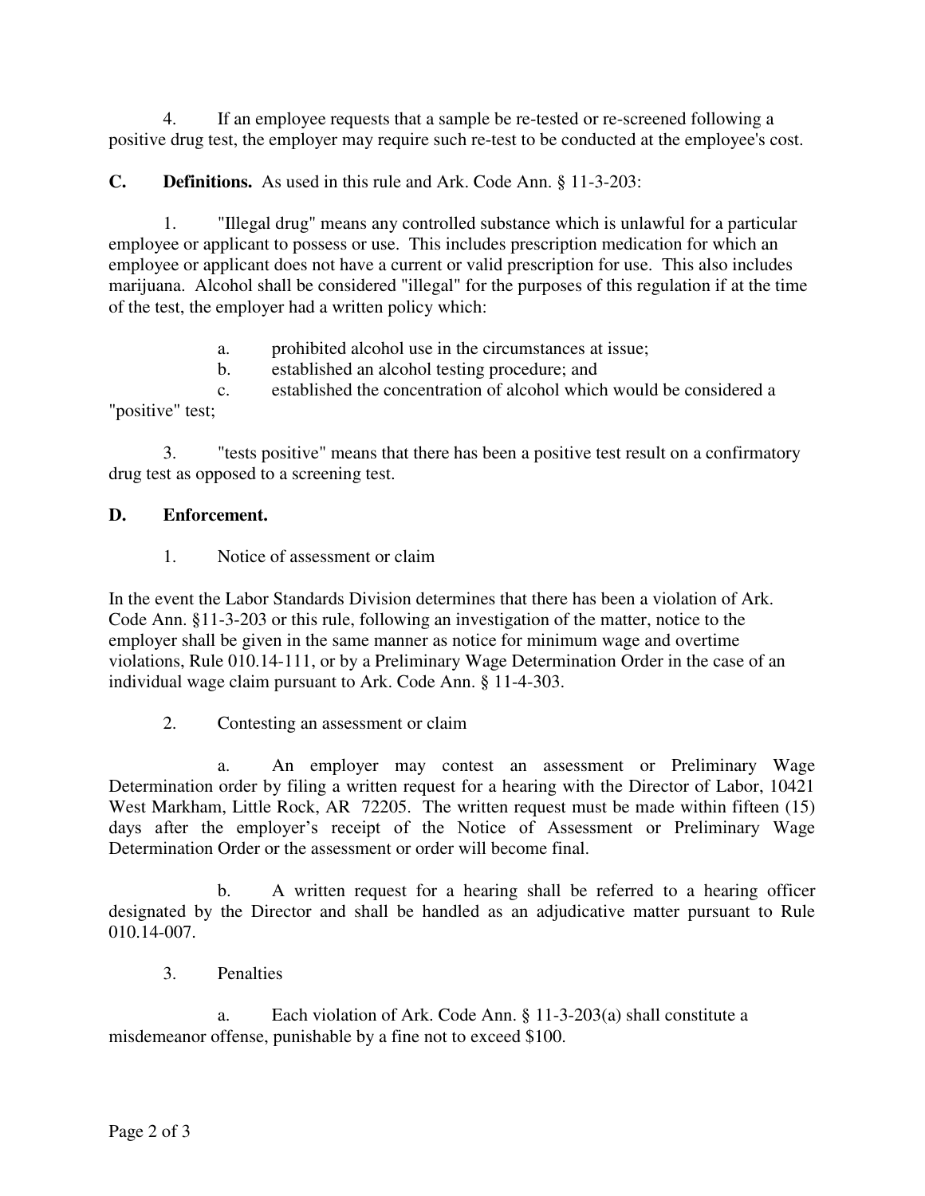4. If an employee requests that a sample be re-tested or re-screened following a positive drug test, the employer may require such re-test to be conducted at the employee's cost.

**C. Definitions.** As used in this rule and Ark. Code Ann. § 11-3-203:

1. "Illegal drug" means any controlled substance which is unlawful for a particular employee or applicant to possess or use. This includes prescription medication for which an employee or applicant does not have a current or valid prescription for use. This also includes marijuana. Alcohol shall be considered "illegal" for the purposes of this regulation if at the time of the test, the employer had a written policy which:

   a. prohibited alcohol use in the circumstances at issue;

   b. established an alcohol testing procedure; and

   c. established the concentration of alcohol which would be considered a "positive" test;

3. "tests positive" means that there has been a positive test result on a confirmatory drug test as opposed to a screening test.

**D. Enforcement.**

1. Notice of assessment or claim

In the event the Labor Standards Division determines that there has been a violation of Ark. Code Ann. §11-3-203 or this rule, following an investigation of the matter, notice to the employer shall be given in the same manner as notice for minimum wage and overtime violations, Rule 010.14-111, or by a Preliminary Wage Determination Order in the case of an individual wage claim pursuant to Ark. Code Ann. § 11-4-303.

2. Contesting an assessment or claim

   a. An employer may contest an assessment or Preliminary Wage Determination order by filing a written request for a hearing with the Director of Labor, 10421 West Markham, Little Rock, AR 72205. The written request must be made within fifteen (15) days after the employer's receipt of the Notice of Assessment or Preliminary Wage Determination Order or the assessment or order will become final.

   b. A written request for a hearing shall be referred to a hearing officer designated by the Director and shall be handled as an adjudicative matter pursuant to Rule 010.14-007.

3. Penalties

   a. Each violation of Ark. Code Ann. § 11-3-203(a) shall constitute a misdemeanor offense, punishable by a fine not to exceed $100.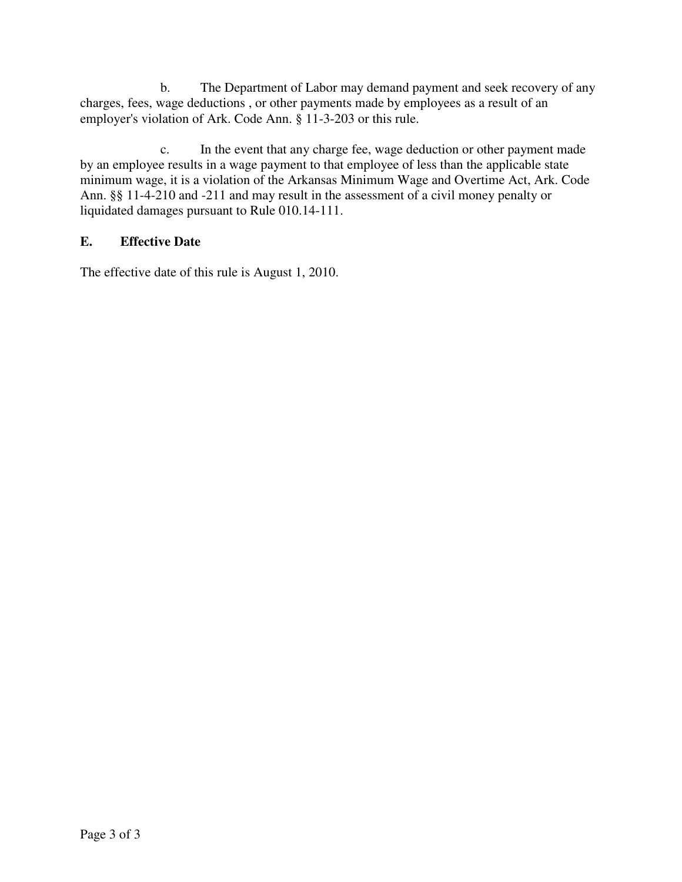b. The Department of Labor may demand payment and seek recovery of any charges, fees, wage deductions , or other payments made by employees as a result of an employer's violation of Ark. Code Ann. § 11-3-203 or this rule.

c. In the event that any charge fee, wage deduction or other payment made by an employee results in a wage payment to that employee of less than the applicable state minimum wage, it is a violation of the Arkansas Minimum Wage and Overtime Act, Ark. Code Ann. §§ 11-4-210 and -211 and may result in the assessment of a civil money penalty or liquidated damages pursuant to Rule 010.14-111.

## E. Effective Date

The effective date of this rule is August 1, 2010.